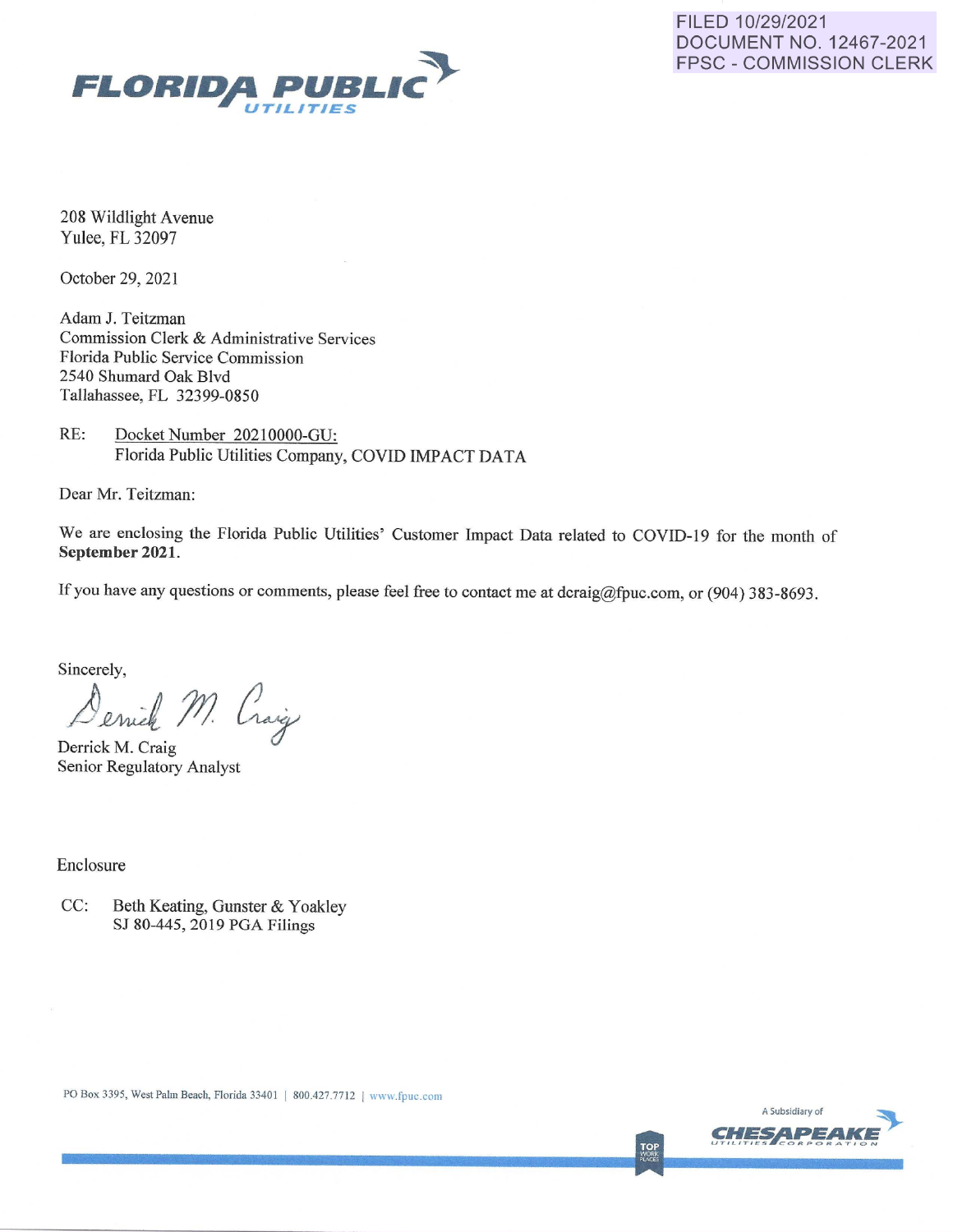FILED 10/29/2021
DOCUMENT NO. 12467-2021
FPSC - COMMISSION CLERK

**FLORIDA PUBLIC UTILITIES**

208 Wildlight Avenue
Yulee, FL 32097

October 29, 2021

Adam J. Teitzman
Commission Clerk & Administrative Services
Florida Public Service Commission
2540 Shumard Oak Blvd
Tallahassee, FL 32399-0850

RE: Docket Number 20210000-GU:
Florida Public Utilities Company, COVID IMPACT DATA

Dear Mr. Teitzman:

We are enclosing the Florida Public Utilities' Customer Impact Data related to COVID-19 for the month of **September 2021**.

If you have any questions or comments, please feel free to contact me at dcraig@fpuc.com, or (904) 383-8693.

Sincerely,

Derrick M. Craig

Derrick M. Craig
Senior Regulatory Analyst

Enclosure

CC: Beth Keating, Gunster & Yoakley
SJ 80-445, 2019 PGA Filings

PO Box 3395, West Palm Beach, Florida 33401 | 800.427.7712 | www.fpuc.com

A Subsidiary of CHESAPEAKE UTILITIES CORPORATION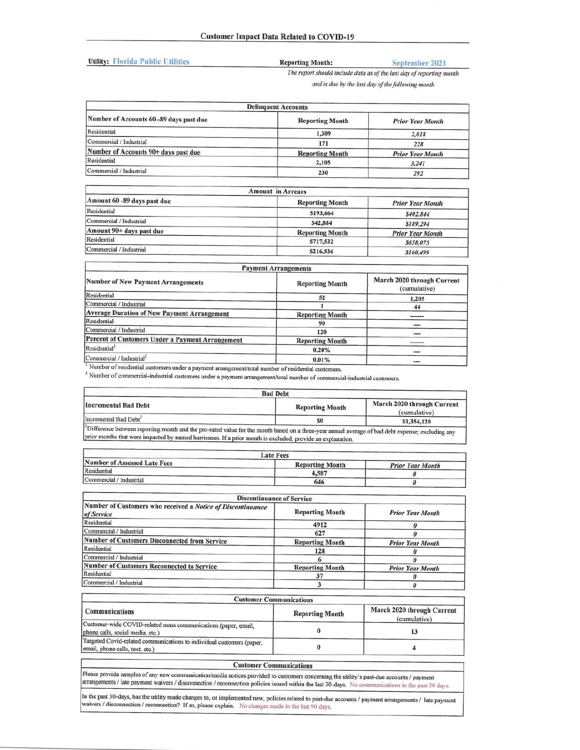# Customer Impact Data Related to COVID-19

**Utility:** Florida Public Utilities

**Reporting Month:** September 2021

*The report should include data as of the last day of reporting month and is due by the last day of the following month*

| Delinquent Accounts | | |
|---|---|---|
| **Number of Accounts 60 -89 days past due** | **Reporting Month** | ***Prior Year Month*** |
| Residential | 1,309 | *2,018* |
| Commercial / Industrial | 171 | *228* |
| **Number of Accounts 90+ days past due** | **Reporting Month** | ***Prior Year Month*** |
| Residential | 2,105 | *3,241* |
| Commercial / Industrial | 230 | *292* |

| Amount in Arrears | | |
|---|---|---|
| **Amount 60 -89 days past due** | **Reporting Month** | ***Prior Year Month*** |
| Residential | $193,664 | *$402,844* |
| Commercial / Industrial | $42,884 | *$189,294* |
| **Amount 90+ days past due** | **Reporting Month** | ***Prior Year Month*** |
| Residential | $717,532 | *$658,073* |
| Commercial / Industrial | $216,536 | *$160,499* |

| Payment Arrangements | | |
|---|---|---|
| **Number of New Payment Arrangements** | **Reporting Month** | **March 2020 through Current** (cumulative) |
| Residential | 52 | 1,205 |
| Commercial / Industrial | 1 | 44 |
| **Average Duration of New Payment Arrangement** | **Reporting Month** | ------ |
| Residential | 90 | --- |
| Commercial / Industrial | 120 | --- |
| **Percent of Customers Under a Payment Arrangement** | **Reporting Month** | ------ |
| Residential[1] | 0.20% | --- |
| Commercial / Industrial[2] | 0.01% | --- |

[1] Number of residential customers under a payment arrangement/total number of residential customers.

[2] Number of commercial-industrial customers under a payment arrangement/total number of commercial-industrial customers.

| Bad Debt | | |
|---|---|---|
| **Incremental Bad Debt** | **Reporting Month** | **March 2020 through Current** (cumulative) |
| Incremental Bad Debt[3] | $0 | $1,354,120 |

[3] Difference between reporting month and the pro-rated value for the month based on a three-year annual average of bad debt expense; excluding any prior months that were impacted by named hurricanes. If a prior month is excluded, provide an explanation.

| Late Fees | | |
|---|---|---|
| **Number of Assessed Late Fees** | **Reporting Month** | ***Prior Year Month*** |
| Residential | 4,587 | *0* |
| Commercial / Industrial | 646 | *0* |

| Discontinuance of Service | | |
|---|---|---|
| **Number of Customers who received a *Notice of Discontinuance of Service*** | **Reporting Month** | ***Prior Year Month*** |
| Residential | 4912 | *0* |
| Commercial / Industrial | 627 | *0* |
| **Number of Customers Disconnected from Service** | **Reporting Month** | ***Prior Year Month*** |
| Residential | 128 | *0* |
| Commercial / Industrial | 6 | *0* |
| **Number of Customers Reconnected to Service** | **Reporting Month** | ***Prior Year Month*** |
| Residential | 37 | *0* |
| Commercial / Industrial | 3 | *0* |

| Customer Communications | | |
|---|---|---|
| **Communications** | **Reporting Month** | **March 2020 through Current** (cumulative) |
| Customer-wide COVID-related mass communications (paper, email, phone calls, social media, etc.) | 0 | 13 |
| Targeted Covid-related communications to individual customers (paper, email, phone calls, text, etc.) | 0 | 4 |

**Customer Communications**

Please provide samples of any new communication/media notices provided to customers concerning the utility's past-due accounts / payment arrangements / late payment waivers / disconnection / reconnection policies issued within the last 30-days. No communications in the past 30 days.

In the past 30-days, has the utility made changes to, or implemented new, policies related to past-due accounts / payment arrangements / late payment waivers / disconnection / reconnection? If so, please explain. No changes made in the last 90 days.